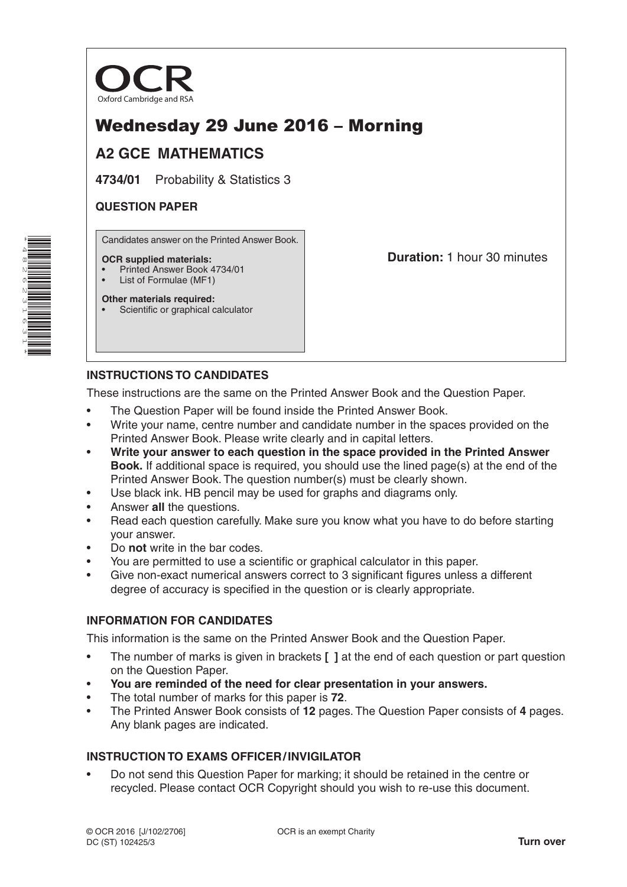OCR
Oxford Cambridge and RSA

# Wednesday 29 June 2016 – Morning

## A2 GCE MATHEMATICS

**4734/01** Probability & Statistics 3

**QUESTION PAPER**

Candidates answer on the Printed Answer Book.

**OCR supplied materials:**
- Printed Answer Book 4734/01
- List of Formulae (MF1)

**Other materials required:**
- Scientific or graphical calculator

**Duration:** 1 hour 30 minutes

### INSTRUCTIONS TO CANDIDATES

These instructions are the same on the Printed Answer Book and the Question Paper.

- The Question Paper will be found inside the Printed Answer Book.
- Write your name, centre number and candidate number in the spaces provided on the Printed Answer Book. Please write clearly and in capital letters.
- **Write your answer to each question in the space provided in the Printed Answer Book.** If additional space is required, you should use the lined page(s) at the end of the Printed Answer Book. The question number(s) must be clearly shown.
- Use black ink. HB pencil may be used for graphs and diagrams only.
- Answer **all** the questions.
- Read each question carefully. Make sure you know what you have to do before starting your answer.
- Do **not** write in the bar codes.
- You are permitted to use a scientific or graphical calculator in this paper.
- Give non-exact numerical answers correct to 3 significant figures unless a different degree of accuracy is specified in the question or is clearly appropriate.

### INFORMATION FOR CANDIDATES

This information is the same on the Printed Answer Book and the Question Paper.

- The number of marks is given in brackets **[ ]** at the end of each question or part question on the Question Paper.
- **You are reminded of the need for clear presentation in your answers.**
- The total number of marks for this paper is **72**.
- The Printed Answer Book consists of **12** pages. The Question Paper consists of **4** pages. Any blank pages are indicated.

### INSTRUCTION TO EXAMS OFFICER / INVIGILATOR

- Do not send this Question Paper for marking; it should be retained in the centre or recycled. Please contact OCR Copyright should you wish to re-use this document.

© OCR 2016 [J/102/2706]
DC (ST) 102425/3

OCR is an exempt Charity

**Turn over**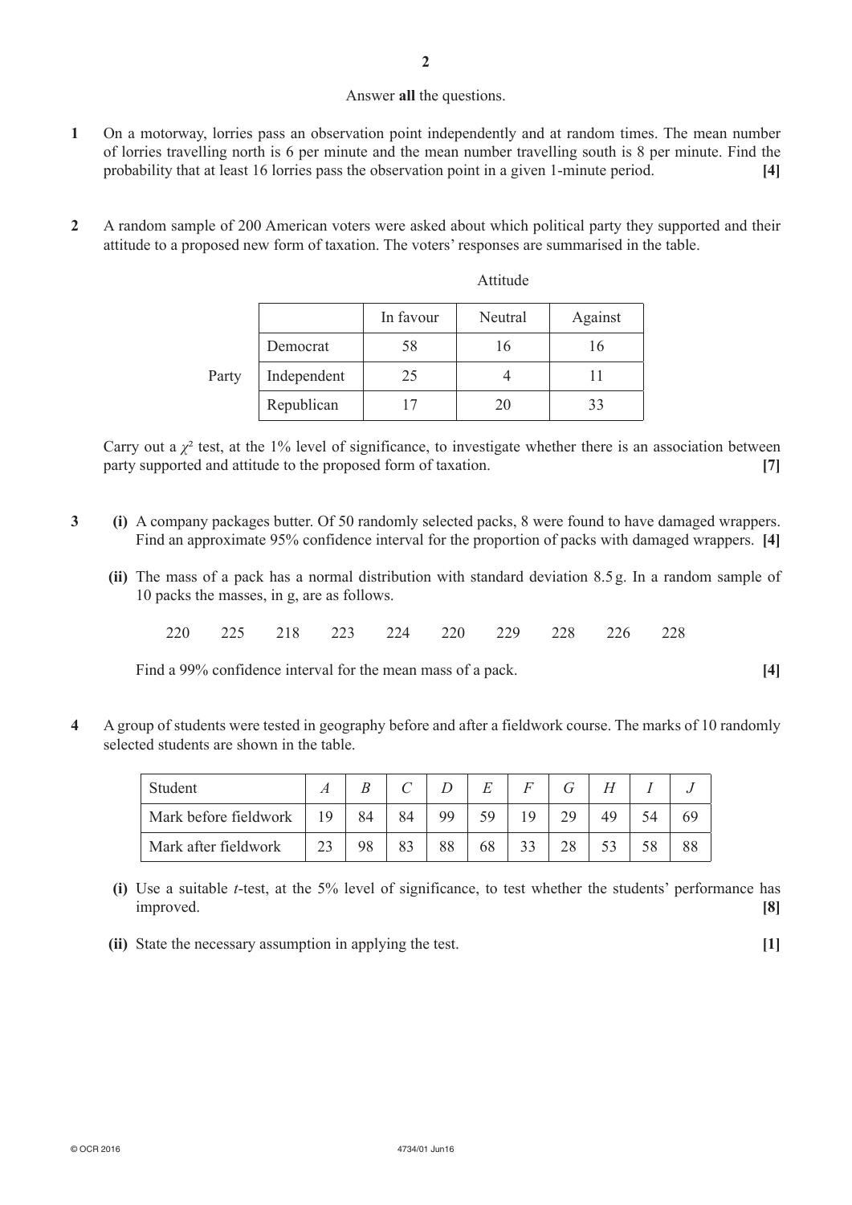Answer **all** the questions.

**1** On a motorway, lorries pass an observation point independently and at random times. The mean number of lorries travelling north is 6 per minute and the mean number travelling south is 8 per minute. Find the probability that at least 16 lorries pass the observation point in a given 1-minute period. **[4]**

**2** A random sample of 200 American voters were asked about which political party they supported and their attitude to a proposed new form of taxation. The voters' responses are summarised in the table.

| | | Attitude | | |
|---|---|---|---|---|
| | | In favour | Neutral | Against |
| Party | Democrat | 58 | 16 | 16 |
| | Independent | 25 | 4 | 11 |
| | Republican | 17 | 20 | 33 |

Carry out a $\chi^2$ test, at the 1% level of significance, to investigate whether there is an association between party supported and attitude to the proposed form of taxation. **[7]**

**3** **(i)** A company packages butter. Of 50 randomly selected packs, 8 were found to have damaged wrappers. Find an approximate 95% confidence interval for the proportion of packs with damaged wrappers. **[4]**

**(ii)** The mass of a pack has a normal distribution with standard deviation 8.5 g. In a random sample of 10 packs the masses, in g, are as follows.

220 225 218 223 224 220 229 228 226 228

Find a 99% confidence interval for the mean mass of a pack. **[4]**

**4** A group of students were tested in geography before and after a fieldwork course. The marks of 10 randomly selected students are shown in the table.

| Student | *A* | *B* | *C* | *D* | *E* | *F* | *G* | *H* | *I* | *J* |
|---|---|---|---|---|---|---|---|---|---|---|
| Mark before fieldwork | 19 | 84 | 84 | 99 | 59 | 19 | 29 | 49 | 54 | 69 |
| Mark after fieldwork | 23 | 98 | 83 | 88 | 68 | 33 | 28 | 53 | 58 | 88 |

**(i)** Use a suitable *t*-test, at the 5% level of significance, to test whether the students' performance has improved. **[8]**

**(ii)** State the necessary assumption in applying the test. **[1]**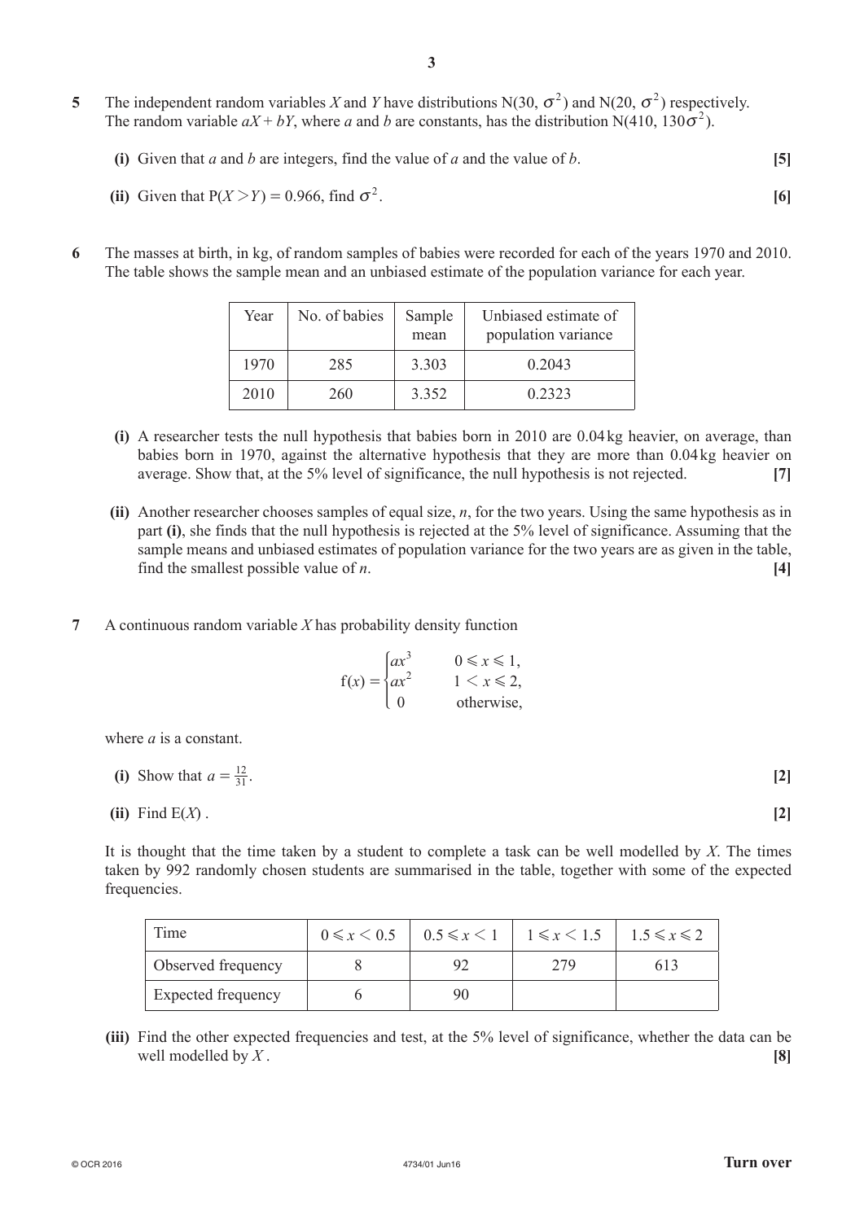**5** The independent random variables $X$ and $Y$ have distributions $N(30, \sigma^2)$ and $N(20, \sigma^2)$ respectively. The random variable $aX + bY$, where $a$ and $b$ are constants, has the distribution $N(410, 130\sigma^2)$.

**(i)** Given that $a$ and $b$ are integers, find the value of $a$ and the value of $b$. **[5]**

**(ii)** Given that $P(X > Y) = 0.966$, find $\sigma^2$. **[6]**

**6** The masses at birth, in kg, of random samples of babies were recorded for each of the years 1970 and 2010. The table shows the sample mean and an unbiased estimate of the population variance for each year.

| Year | No. of babies | Sample mean | Unbiased estimate of population variance |
|---|---|---|---|
| 1970 | 285 | 3.303 | 0.2043 |
| 2010 | 260 | 3.352 | 0.2323 |

**(i)** A researcher tests the null hypothesis that babies born in 2010 are 0.04 kg heavier, on average, than babies born in 1970, against the alternative hypothesis that they are more than 0.04 kg heavier on average. Show that, at the 5% level of significance, the null hypothesis is not rejected. **[7]**

**(ii)** Another researcher chooses samples of equal size, $n$, for the two years. Using the same hypothesis as in part **(i)**, she finds that the null hypothesis is rejected at the 5% level of significance. Assuming that the sample means and unbiased estimates of population variance for the two years are as given in the table, find the smallest possible value of $n$. **[4]**

**7** A continuous random variable $X$ has probability density function

$$f(x) = \begin{cases} ax^3 & 0 \leqslant x \leqslant 1, \\ ax^2 & 1 < x \leqslant 2, \\ 0 & \text{otherwise,} \end{cases}$$

where $a$ is a constant.

**(i)** Show that $a = \frac{12}{31}$. **[2]**

**(ii)** Find $E(X)$. **[2]**

It is thought that the time taken by a student to complete a task can be well modelled by $X$. The times taken by 992 randomly chosen students are summarised in the table, together with some of the expected frequencies.

| Time | $0 \leqslant x < 0.5$ | $0.5 \leqslant x < 1$ | $1 \leqslant x < 1.5$ | $1.5 \leqslant x \leqslant 2$ |
|---|---|---|---|---|
| Observed frequency | 8 | 92 | 279 | 613 |
| Expected frequency | 6 | 90 | | |

**(iii)** Find the other expected frequencies and test, at the 5% level of significance, whether the data can be well modelled by $X$. **[8]**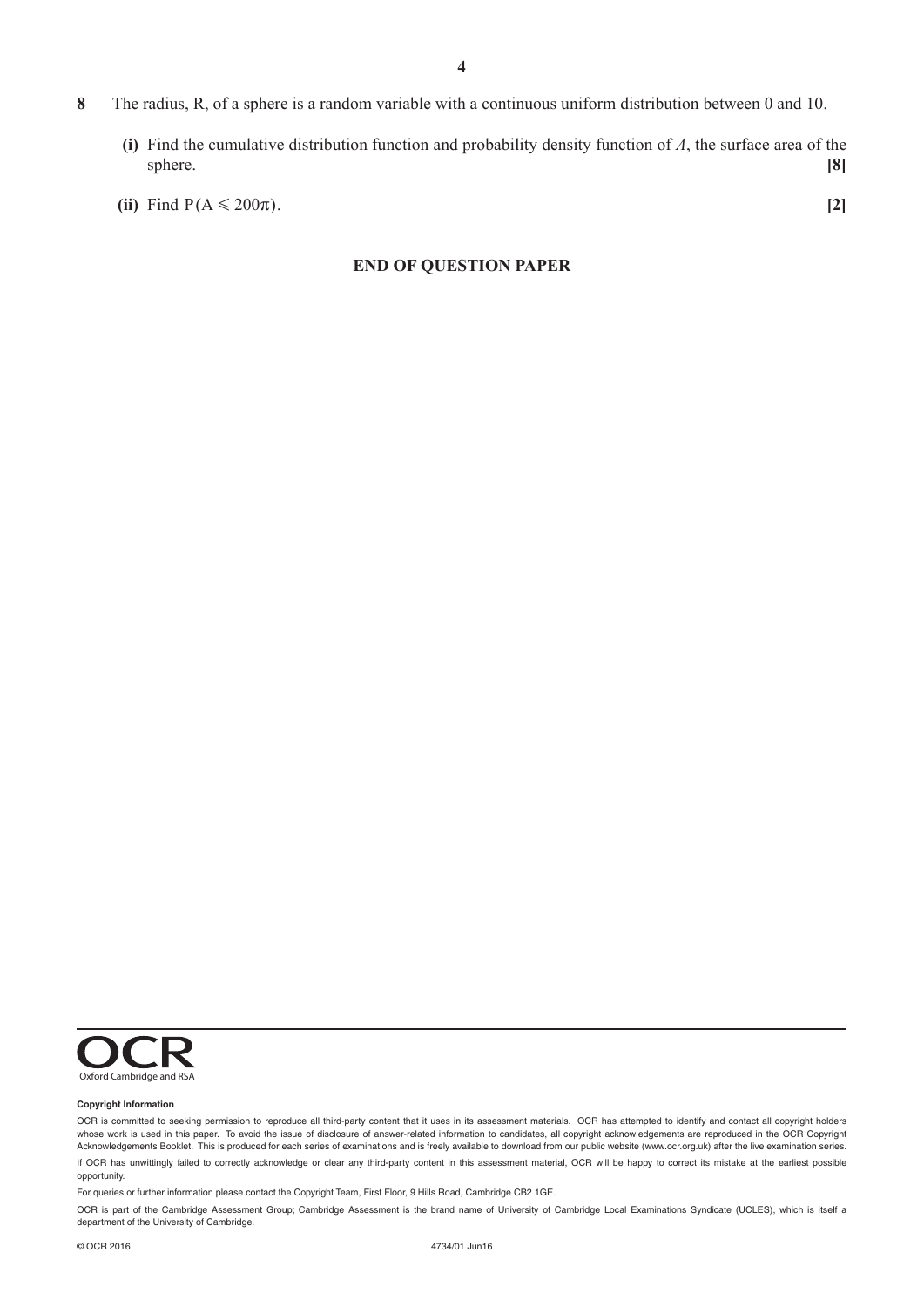**8** The radius, R, of a sphere is a random variable with a continuous uniform distribution between 0 and 10.

**(i)** Find the cumulative distribution function and probability density function of $A$, the surface area of the sphere. **[8]**

**(ii)** Find $\mathrm{P}(A \leqslant 200\pi)$. **[2]**

**END OF QUESTION PAPER**

OCR
Oxford Cambridge and RSA

**Copyright Information**

OCR is committed to seeking permission to reproduce all third-party content that it uses in its assessment materials. OCR has attempted to identify and contact all copyright holders whose work is used in this paper. To avoid the issue of disclosure of answer-related information to candidates, all copyright acknowledgements are reproduced in the OCR Copyright Acknowledgements Booklet. This is produced for each series of examinations and is freely available to download from our public website (www.ocr.org.uk) after the live examination series.

If OCR has unwittingly failed to correctly acknowledge or clear any third-party content in this assessment material, OCR will be happy to correct its mistake at the earliest possible opportunity.

For queries or further information please contact the Copyright Team, First Floor, 9 Hills Road, Cambridge CB2 1GE.

OCR is part of the Cambridge Assessment Group; Cambridge Assessment is the brand name of University of Cambridge Local Examinations Syndicate (UCLES), which is itself a department of the University of Cambridge.

© OCR 2016 4734/01 Jun16